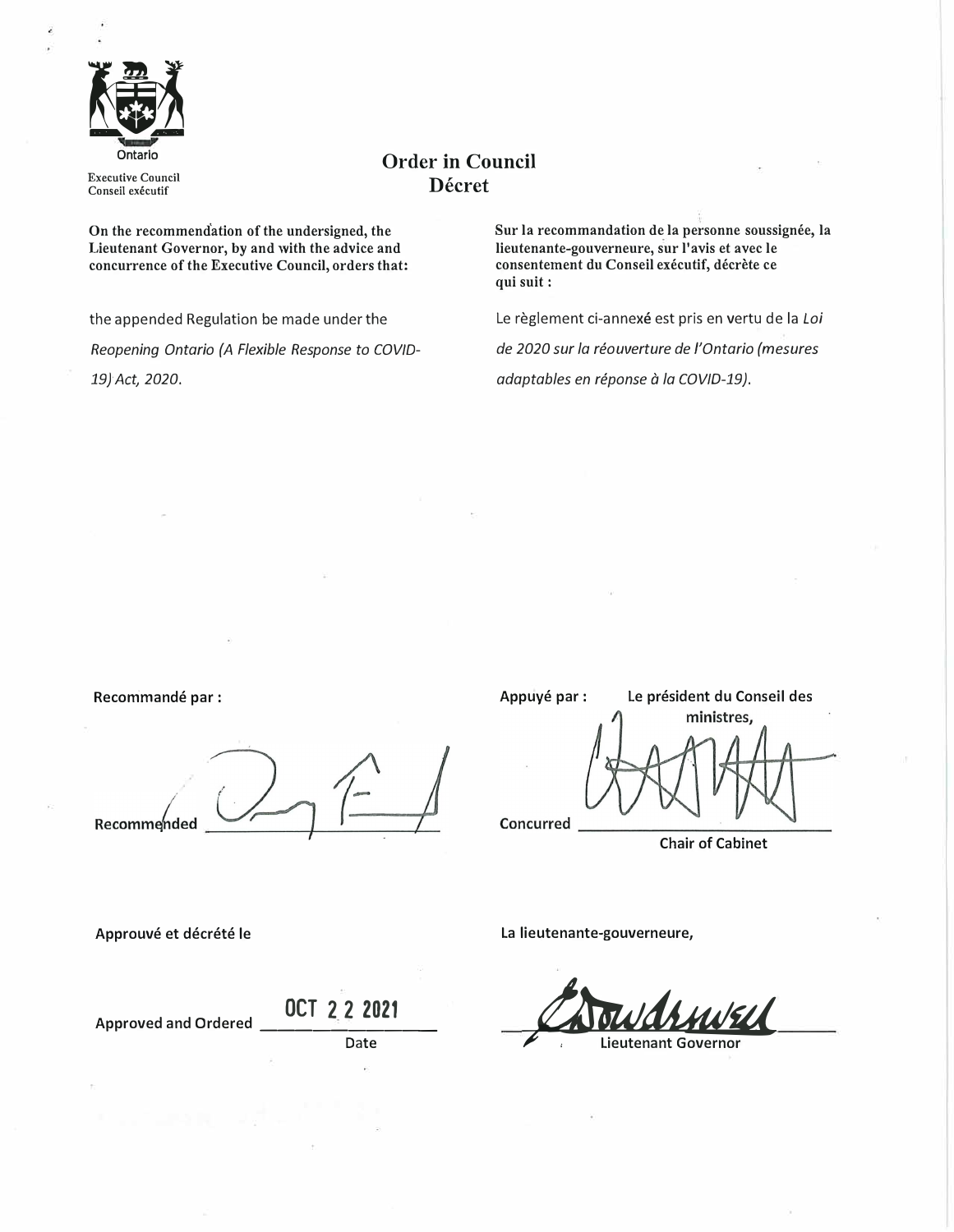Ontario

Executive Council
Conseil exécutif

# Order in Council
# Décret

**On the recommendation of the undersigned, the Lieutenant Governor, by and with the advice and concurrence of the Executive Council, orders that:**

the appended Regulation be made under the *Reopening Ontario (A Flexible Response to COVID-19) Act, 2020*.

**Sur la recommandation de la personne soussignée, la lieutenante-gouverneure, sur l'avis et avec le consentement du Conseil exécutif, décrète ce qui suit :**

Le règlement ci-annexé est pris en vertu de la *Loi de 2020 sur la réouverture de l'Ontario (mesures adaptables en réponse à la COVID-19)*.

**Recommandé par :**

**Recommended** ______________________

**Appuyé par :** **Le président du Conseil des ministres,**

**Concurred** ______________________
**Chair of Cabinet**

**Approuvé et décrété le**

**Approved and Ordered** OCT 2 2 2021
**Date**

**La lieutenante-gouverneure,**

______________________
**Lieutenant Governor**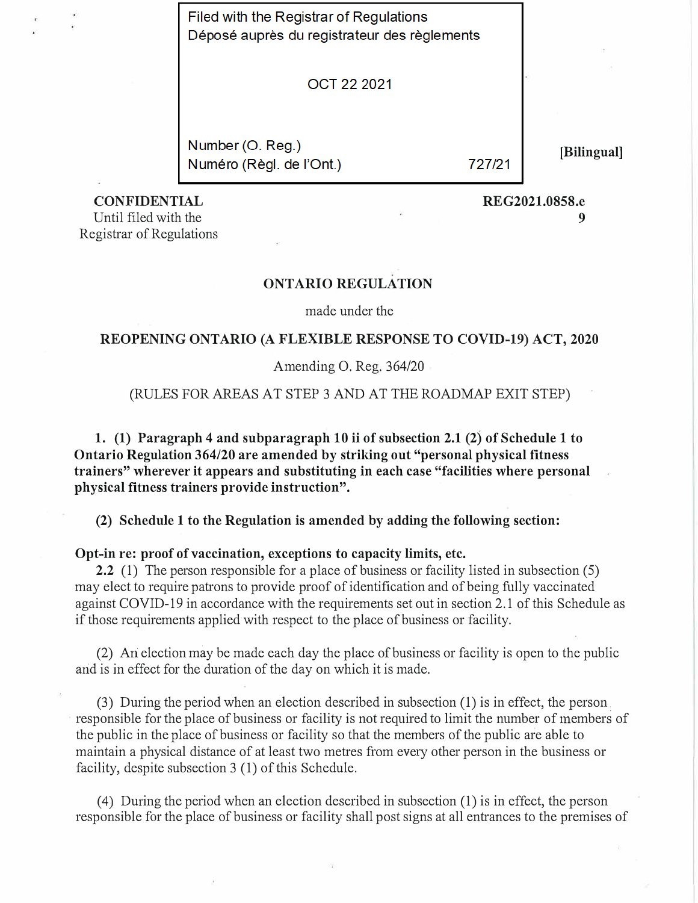Filed with the Registrar of Regulations
Déposé auprès du registrateur des règlements

OCT 22 2021

Number (O. Reg.)
Numéro (Règl. de l'Ont.) 727/21

[Bilingual]

**CONFIDENTIAL**
Until filed with the
Registrar of Regulations

**REG2021.0858.e**
**9**

## ONTARIO REGULATION

made under the

## REOPENING ONTARIO (A FLEXIBLE RESPONSE TO COVID-19) ACT, 2020

Amending O. Reg. 364/20

(RULES FOR AREAS AT STEP 3 AND AT THE ROADMAP EXIT STEP)

**1. (1) Paragraph 4 and subparagraph 10 ii of subsection 2.1 (2) of Schedule 1 to Ontario Regulation 364/20 are amended by striking out "personal physical fitness trainers" wherever it appears and substituting in each case "facilities where personal physical fitness trainers provide instruction".**

**(2) Schedule 1 to the Regulation is amended by adding the following section:**

**Opt-in re: proof of vaccination, exceptions to capacity limits, etc.**

**2.2** (1) The person responsible for a place of business or facility listed in subsection (5) may elect to require patrons to provide proof of identification and of being fully vaccinated against COVID-19 in accordance with the requirements set out in section 2.1 of this Schedule as if those requirements applied with respect to the place of business or facility.

(2) An election may be made each day the place of business or facility is open to the public and is in effect for the duration of the day on which it is made.

(3) During the period when an election described in subsection (1) is in effect, the person responsible for the place of business or facility is not required to limit the number of members of the public in the place of business or facility so that the members of the public are able to maintain a physical distance of at least two metres from every other person in the business or facility, despite subsection 3 (1) of this Schedule.

(4) During the period when an election described in subsection (1) is in effect, the person responsible for the place of business or facility shall post signs at all entrances to the premises of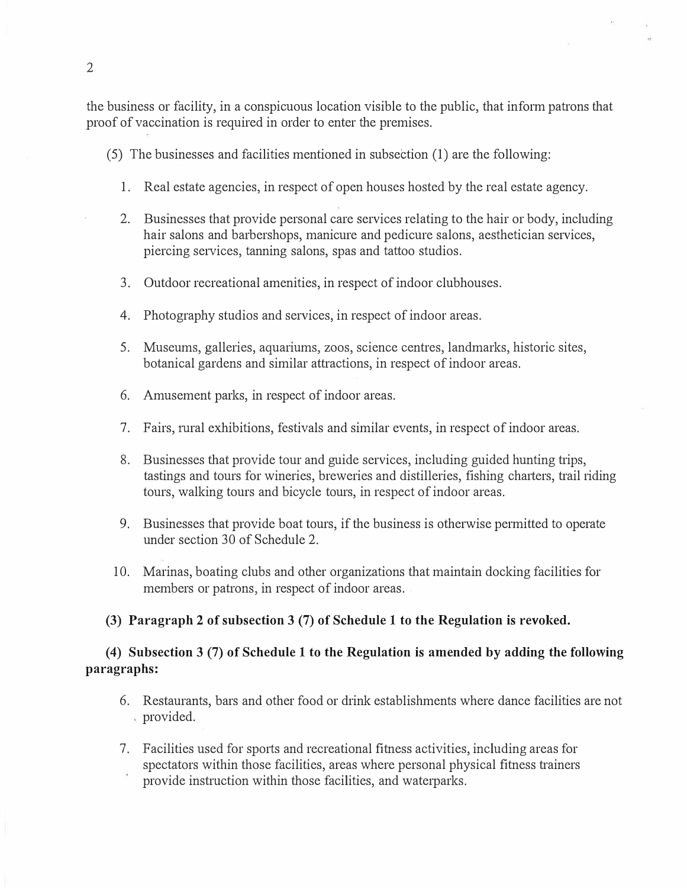the business or facility, in a conspicuous location visible to the public, that inform patrons that proof of vaccination is required in order to enter the premises.

(5) The businesses and facilities mentioned in subsection (1) are the following:

1. Real estate agencies, in respect of open houses hosted by the real estate agency.

2. Businesses that provide personal care services relating to the hair or body, including hair salons and barbershops, manicure and pedicure salons, aesthetician services, piercing services, tanning salons, spas and tattoo studios.

3. Outdoor recreational amenities, in respect of indoor clubhouses.

4. Photography studios and services, in respect of indoor areas.

5. Museums, galleries, aquariums, zoos, science centres, landmarks, historic sites, botanical gardens and similar attractions, in respect of indoor areas.

6. Amusement parks, in respect of indoor areas.

7. Fairs, rural exhibitions, festivals and similar events, in respect of indoor areas.

8. Businesses that provide tour and guide services, including guided hunting trips, tastings and tours for wineries, breweries and distilleries, fishing charters, trail riding tours, walking tours and bicycle tours, in respect of indoor areas.

9. Businesses that provide boat tours, if the business is otherwise permitted to operate under section 30 of Schedule 2.

10. Marinas, boating clubs and other organizations that maintain docking facilities for members or patrons, in respect of indoor areas.

**(3) Paragraph 2 of subsection 3 (7) of Schedule 1 to the Regulation is revoked.**

**(4) Subsection 3 (7) of Schedule 1 to the Regulation is amended by adding the following paragraphs:**

6. Restaurants, bars and other food or drink establishments where dance facilities are not provided.

7. Facilities used for sports and recreational fitness activities, including areas for spectators within those facilities, areas where personal physical fitness trainers provide instruction within those facilities, and waterparks.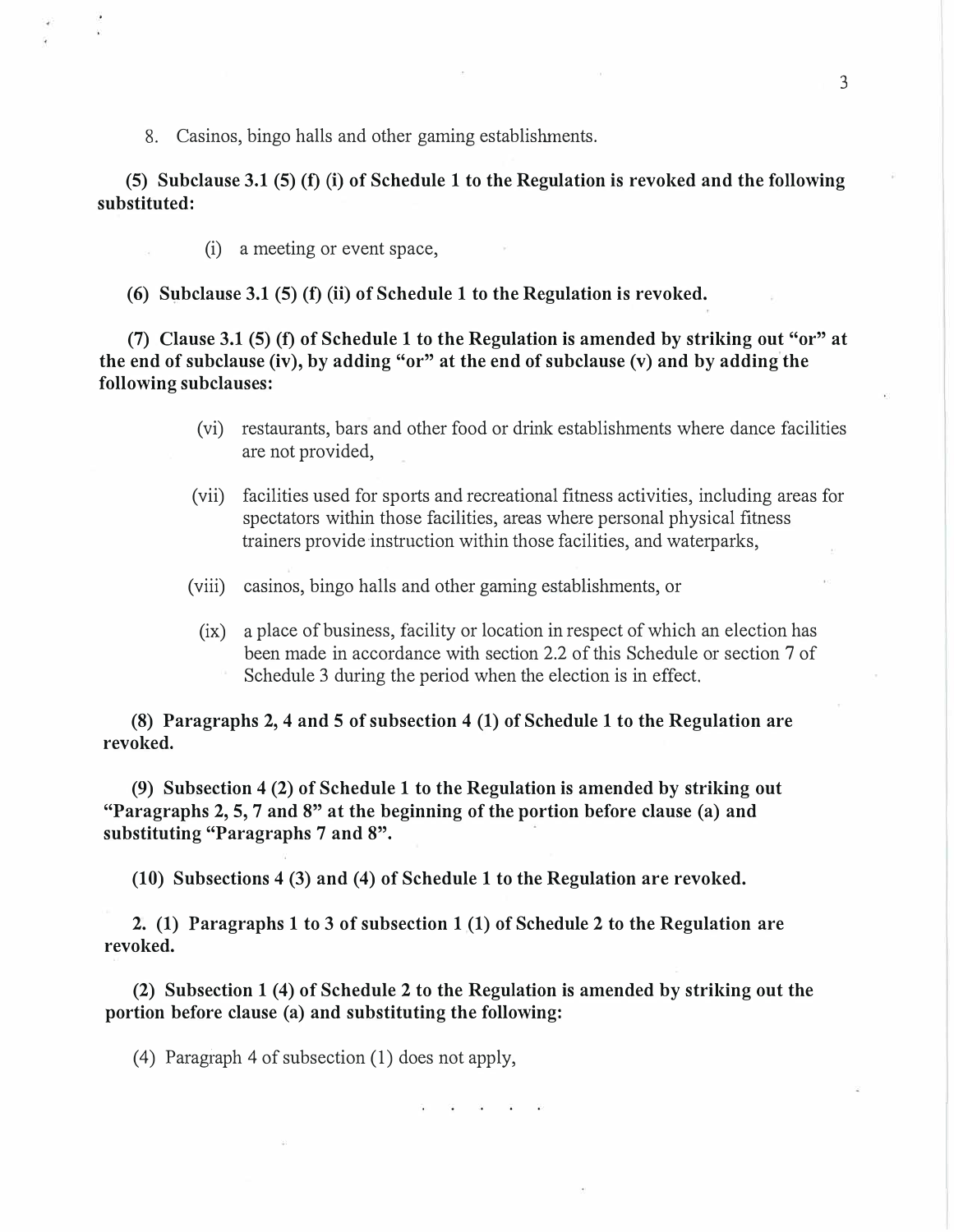8. Casinos, bingo halls and other gaming establishments.

**(5) Subclause 3.1 (5) (f) (i) of Schedule 1 to the Regulation is revoked and the following substituted:**

(i) a meeting or event space,

**(6) Subclause 3.1 (5) (f) (ii) of Schedule 1 to the Regulation is revoked.**

**(7) Clause 3.1 (5) (f) of Schedule 1 to the Regulation is amended by striking out "or" at the end of subclause (iv), by adding "or" at the end of subclause (v) and by adding the following subclauses:**

(vi) restaurants, bars and other food or drink establishments where dance facilities are not provided,

(vii) facilities used for sports and recreational fitness activities, including areas for spectators within those facilities, areas where personal physical fitness trainers provide instruction within those facilities, and waterparks,

(viii) casinos, bingo halls and other gaming establishments, or

(ix) a place of business, facility or location in respect of which an election has been made in accordance with section 2.2 of this Schedule or section 7 of Schedule 3 during the period when the election is in effect.

**(8) Paragraphs 2, 4 and 5 of subsection 4 (1) of Schedule 1 to the Regulation are revoked.**

**(9) Subsection 4 (2) of Schedule 1 to the Regulation is amended by striking out "Paragraphs 2, 5, 7 and 8" at the beginning of the portion before clause (a) and substituting "Paragraphs 7 and 8".**

**(10) Subsections 4 (3) and (4) of Schedule 1 to the Regulation are revoked.**

**2. (1) Paragraphs 1 to 3 of subsection 1 (1) of Schedule 2 to the Regulation are revoked.**

**(2) Subsection 1 (4) of Schedule 2 to the Regulation is amended by striking out the portion before clause (a) and substituting the following:**

(4) Paragraph 4 of subsection (1) does not apply,

. . . . .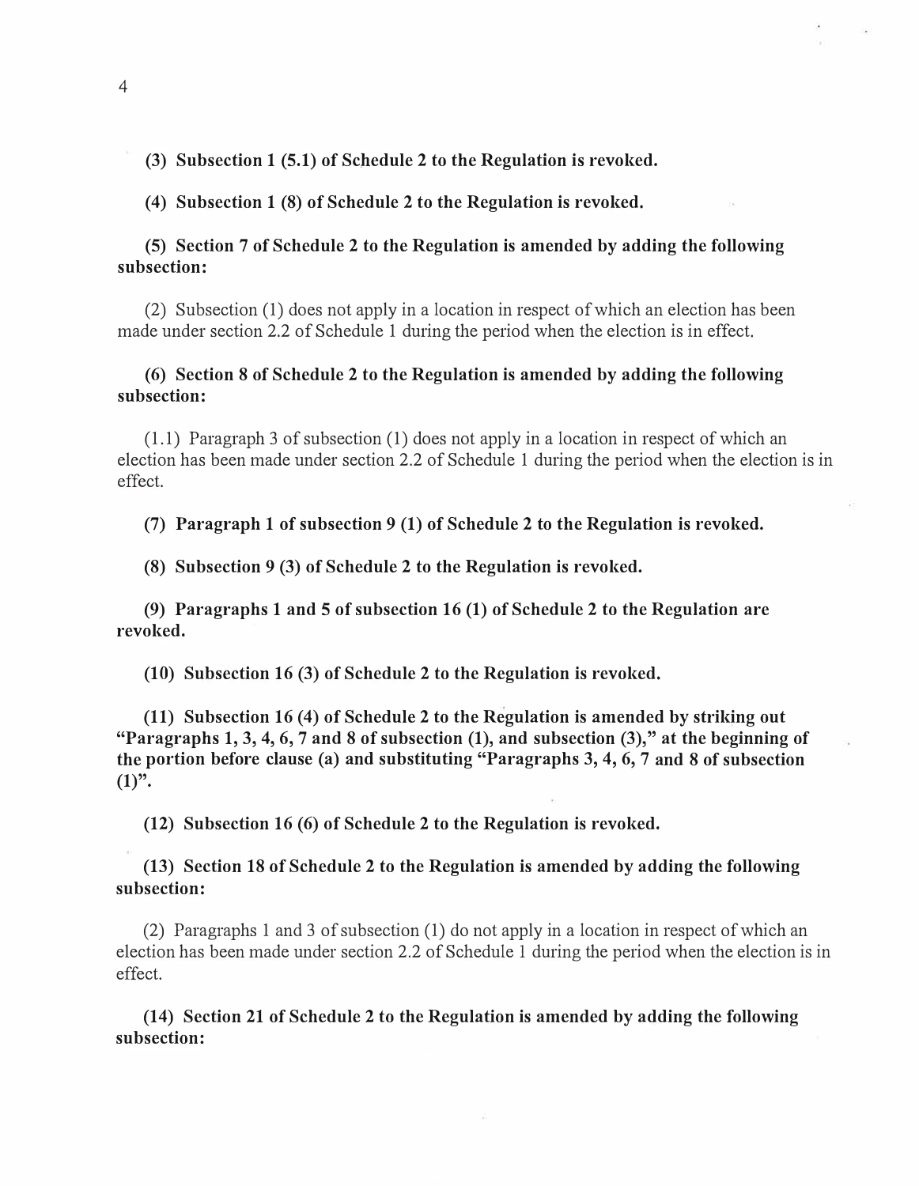**(3) Subsection 1 (5.1) of Schedule 2 to the Regulation is revoked.**

**(4) Subsection 1 (8) of Schedule 2 to the Regulation is revoked.**

**(5) Section 7 of Schedule 2 to the Regulation is amended by adding the following subsection:**

(2) Subsection (1) does not apply in a location in respect of which an election has been made under section 2.2 of Schedule 1 during the period when the election is in effect.

**(6) Section 8 of Schedule 2 to the Regulation is amended by adding the following subsection:**

(1.1) Paragraph 3 of subsection (1) does not apply in a location in respect of which an election has been made under section 2.2 of Schedule 1 during the period when the election is in effect.

**(7) Paragraph 1 of subsection 9 (1) of Schedule 2 to the Regulation is revoked.**

**(8) Subsection 9 (3) of Schedule 2 to the Regulation is revoked.**

**(9) Paragraphs 1 and 5 of subsection 16 (1) of Schedule 2 to the Regulation are revoked.**

**(10) Subsection 16 (3) of Schedule 2 to the Regulation is revoked.**

**(11) Subsection 16 (4) of Schedule 2 to the Regulation is amended by striking out "Paragraphs 1, 3, 4, 6, 7 and 8 of subsection (1), and subsection (3)," at the beginning of the portion before clause (a) and substituting "Paragraphs 3, 4, 6, 7 and 8 of subsection (1)".**

**(12) Subsection 16 (6) of Schedule 2 to the Regulation is revoked.**

**(13) Section 18 of Schedule 2 to the Regulation is amended by adding the following subsection:**

(2) Paragraphs 1 and 3 of subsection (1) do not apply in a location in respect of which an election has been made under section 2.2 of Schedule 1 during the period when the election is in effect.

**(14) Section 21 of Schedule 2 to the Regulation is amended by adding the following subsection:**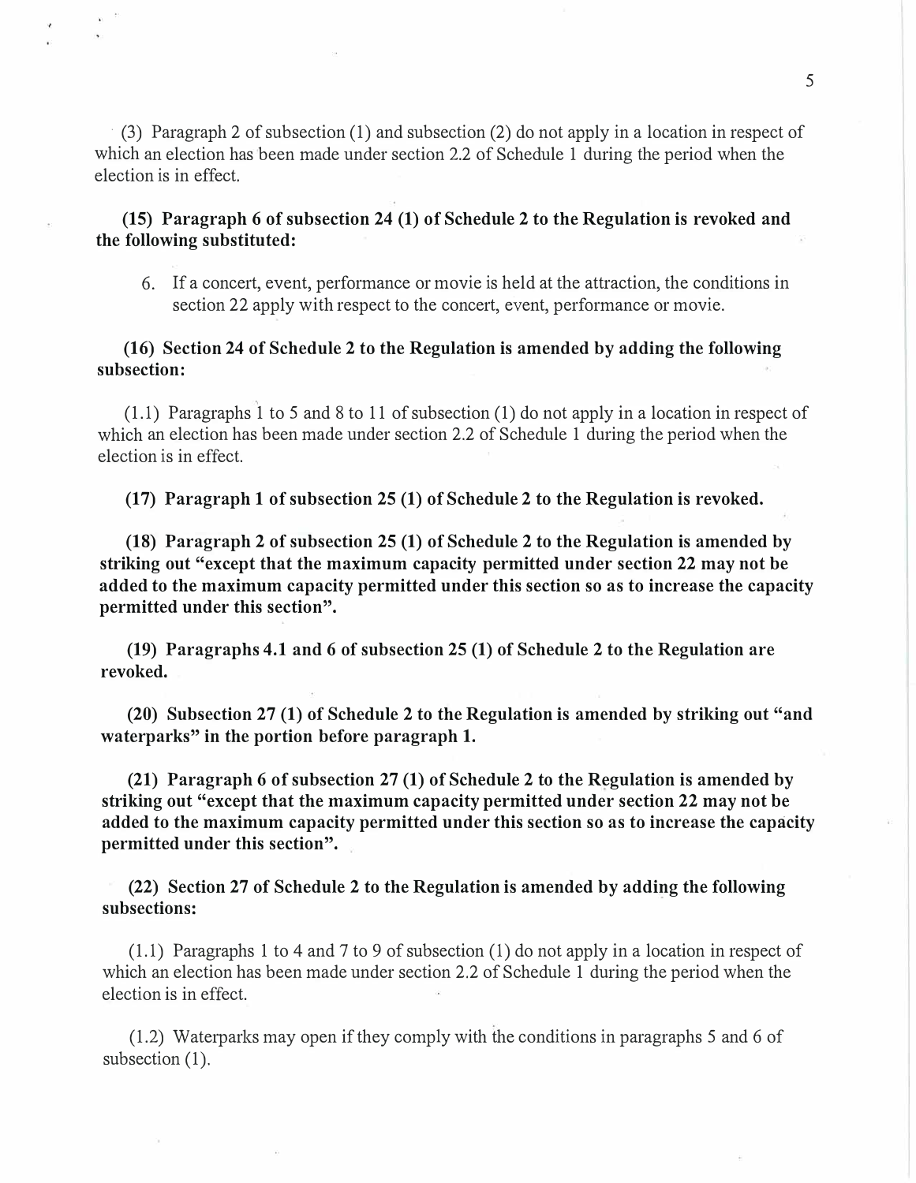(3) Paragraph 2 of subsection (1) and subsection (2) do not apply in a location in respect of which an election has been made under section 2.2 of Schedule 1 during the period when the election is in effect.

**(15) Paragraph 6 of subsection 24 (1) of Schedule 2 to the Regulation is revoked and the following substituted:**

> 6. If a concert, event, performance or movie is held at the attraction, the conditions in section 22 apply with respect to the concert, event, performance or movie.

**(16) Section 24 of Schedule 2 to the Regulation is amended by adding the following subsection:**

(1.1) Paragraphs 1 to 5 and 8 to 11 of subsection (1) do not apply in a location in respect of which an election has been made under section 2.2 of Schedule 1 during the period when the election is in effect.

**(17) Paragraph 1 of subsection 25 (1) of Schedule 2 to the Regulation is revoked.**

**(18) Paragraph 2 of subsection 25 (1) of Schedule 2 to the Regulation is amended by striking out "except that the maximum capacity permitted under section 22 may not be added to the maximum capacity permitted under this section so as to increase the capacity permitted under this section".**

**(19) Paragraphs 4.1 and 6 of subsection 25 (1) of Schedule 2 to the Regulation are revoked.**

**(20) Subsection 27 (1) of Schedule 2 to the Regulation is amended by striking out "and waterparks" in the portion before paragraph 1.**

**(21) Paragraph 6 of subsection 27 (1) of Schedule 2 to the Regulation is amended by striking out "except that the maximum capacity permitted under section 22 may not be added to the maximum capacity permitted under this section so as to increase the capacity permitted under this section".**

**(22) Section 27 of Schedule 2 to the Regulation is amended by adding the following subsections:**

(1.1) Paragraphs 1 to 4 and 7 to 9 of subsection (1) do not apply in a location in respect of which an election has been made under section 2.2 of Schedule 1 during the period when the election is in effect.

(1.2) Waterparks may open if they comply with the conditions in paragraphs 5 and 6 of subsection (1).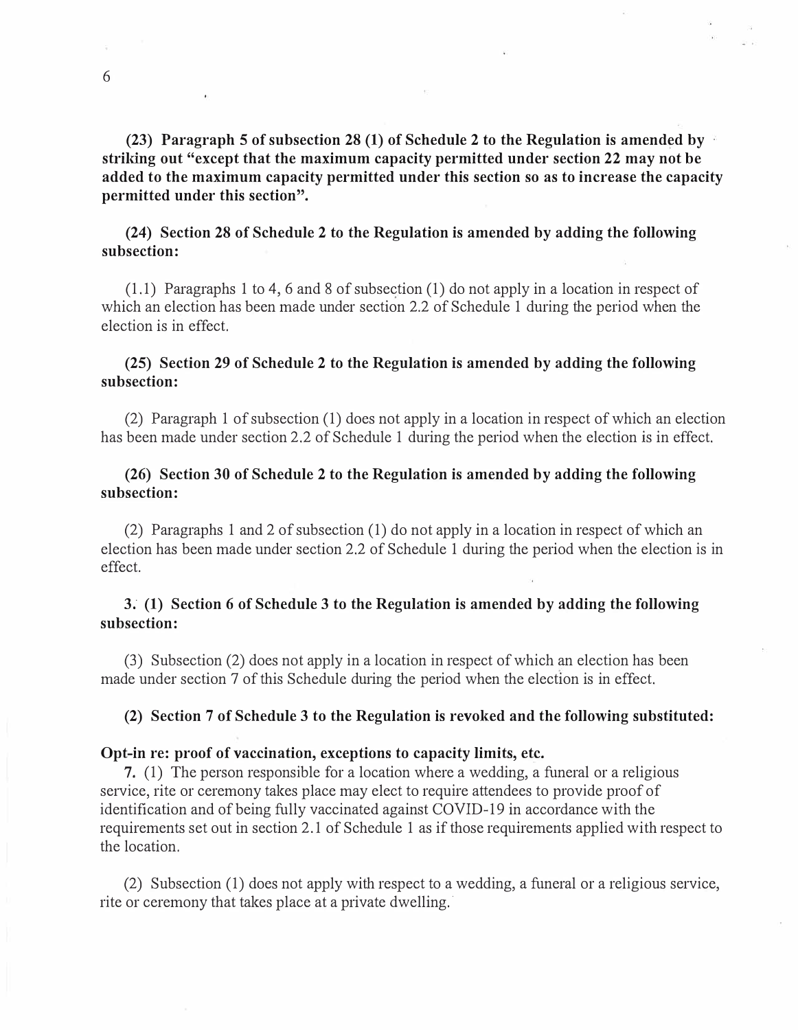**(23) Paragraph 5 of subsection 28 (1) of Schedule 2 to the Regulation is amended by striking out "except that the maximum capacity permitted under section 22 may not be added to the maximum capacity permitted under this section so as to increase the capacity permitted under this section".**

**(24) Section 28 of Schedule 2 to the Regulation is amended by adding the following subsection:**

(1.1) Paragraphs 1 to 4, 6 and 8 of subsection (1) do not apply in a location in respect of which an election has been made under section 2.2 of Schedule 1 during the period when the election is in effect.

**(25) Section 29 of Schedule 2 to the Regulation is amended by adding the following subsection:**

(2) Paragraph 1 of subsection (1) does not apply in a location in respect of which an election has been made under section 2.2 of Schedule 1 during the period when the election is in effect.

**(26) Section 30 of Schedule 2 to the Regulation is amended by adding the following subsection:**

(2) Paragraphs 1 and 2 of subsection (1) do not apply in a location in respect of which an election has been made under section 2.2 of Schedule 1 during the period when the election is in effect.

**3. (1) Section 6 of Schedule 3 to the Regulation is amended by adding the following subsection:**

(3) Subsection (2) does not apply in a location in respect of which an election has been made under section 7 of this Schedule during the period when the election is in effect.

**(2) Section 7 of Schedule 3 to the Regulation is revoked and the following substituted:**

**Opt-in re: proof of vaccination, exceptions to capacity limits, etc.**

**7.** (1) The person responsible for a location where a wedding, a funeral or a religious service, rite or ceremony takes place may elect to require attendees to provide proof of identification and of being fully vaccinated against COVID-19 in accordance with the requirements set out in section 2.1 of Schedule 1 as if those requirements applied with respect to the location.

(2) Subsection (1) does not apply with respect to a wedding, a funeral or a religious service, rite or ceremony that takes place at a private dwelling.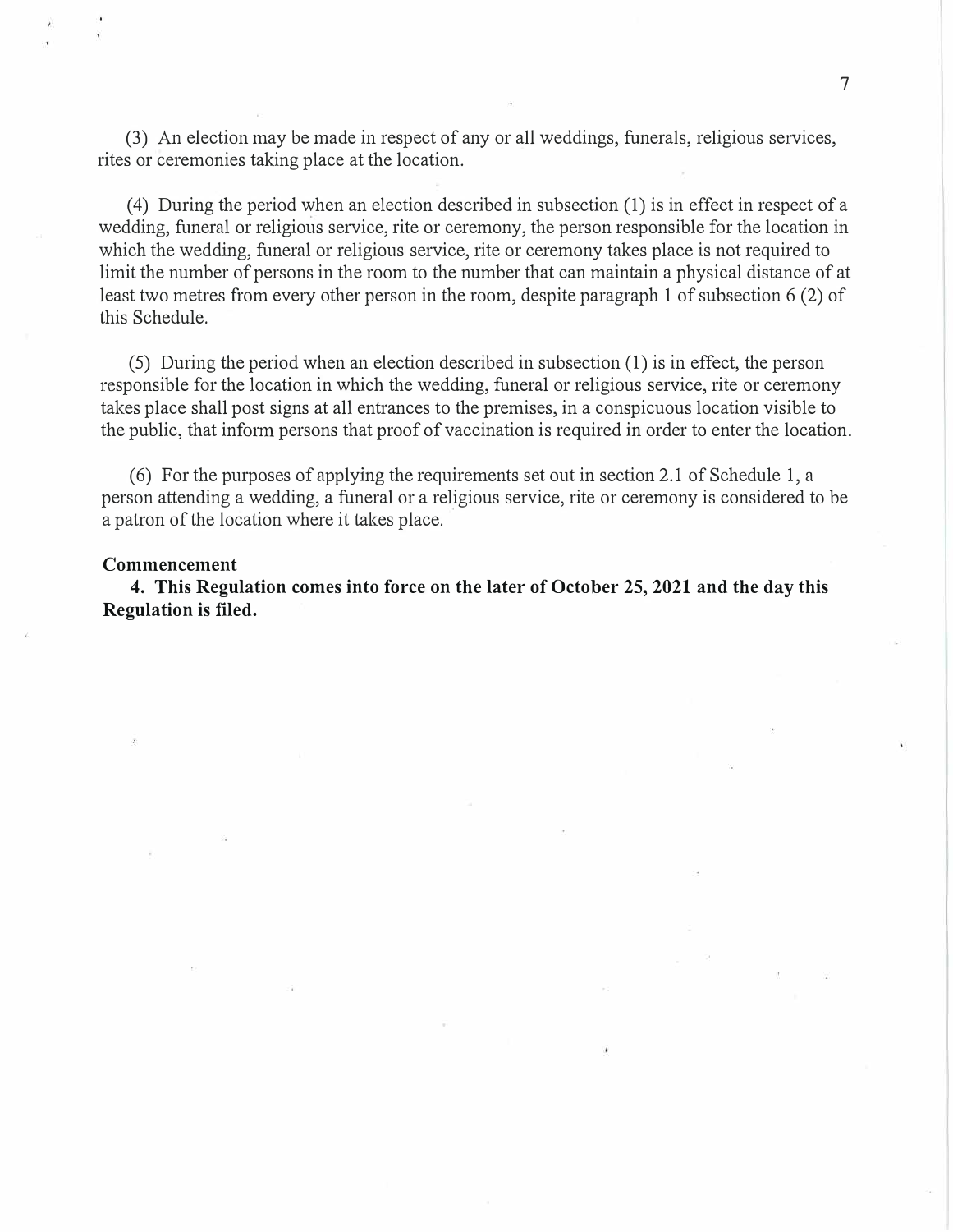(3) An election may be made in respect of any or all weddings, funerals, religious services, rites or ceremonies taking place at the location.

(4) During the period when an election described in subsection (1) is in effect in respect of a wedding, funeral or religious service, rite or ceremony, the person responsible for the location in which the wedding, funeral or religious service, rite or ceremony takes place is not required to limit the number of persons in the room to the number that can maintain a physical distance of at least two metres from every other person in the room, despite paragraph 1 of subsection 6 (2) of this Schedule.

(5) During the period when an election described in subsection (1) is in effect, the person responsible for the location in which the wedding, funeral or religious service, rite or ceremony takes place shall post signs at all entrances to the premises, in a conspicuous location visible to the public, that inform persons that proof of vaccination is required in order to enter the location.

(6) For the purposes of applying the requirements set out in section 2.1 of Schedule 1, a person attending a wedding, a funeral or a religious service, rite or ceremony is considered to be a patron of the location where it takes place.

**Commencement**

**4. This Regulation comes into force on the later of October 25, 2021 and the day this Regulation is filed.**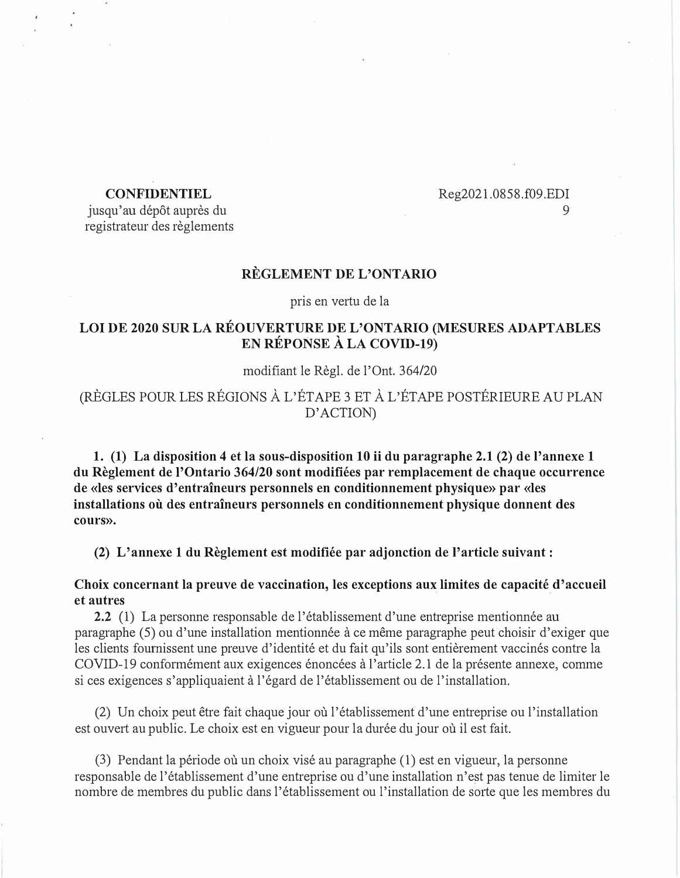**CONFIDENTIEL**
jusqu'au dépôt auprès du
registrateur des règlements

Reg2021.0858.f09.EDI

**RÈGLEMENT DE L'ONTARIO**

pris en vertu de la

**LOI DE 2020 SUR LA RÉOUVERTURE DE L'ONTARIO (MESURES ADAPTABLES EN RÉPONSE À LA COVID-19)**

modifiant le Règl. de l'Ont. 364/20

(RÈGLES POUR LES RÉGIONS À L'ÉTAPE 3 ET À L'ÉTAPE POSTÉRIEURE AU PLAN D'ACTION)

**1. (1) La disposition 4 et la sous-disposition 10 ii du paragraphe 2.1 (2) de l'annexe 1 du Règlement de l'Ontario 364/20 sont modifiées par remplacement de chaque occurrence de «les services d'entraîneurs personnels en conditionnement physique» par «les installations où des entraîneurs personnels en conditionnement physique donnent des cours».**

**(2) L'annexe 1 du Règlement est modifiée par adjonction de l'article suivant :**

**Choix concernant la preuve de vaccination, les exceptions aux limites de capacité d'accueil et autres**

**2.2** (1) La personne responsable de l'établissement d'une entreprise mentionnée au paragraphe (5) ou d'une installation mentionnée à ce même paragraphe peut choisir d'exiger que les clients fournissent une preuve d'identité et du fait qu'ils sont entièrement vaccinés contre la COVID-19 conformément aux exigences énoncées à l'article 2.1 de la présente annexe, comme si ces exigences s'appliquaient à l'égard de l'établissement ou de l'installation.

(2) Un choix peut être fait chaque jour où l'établissement d'une entreprise ou l'installation est ouvert au public. Le choix est en vigueur pour la durée du jour où il est fait.

(3) Pendant la période où un choix visé au paragraphe (1) est en vigueur, la personne responsable de l'établissement d'une entreprise ou d'une installation n'est pas tenue de limiter le nombre de membres du public dans l'établissement ou l'installation de sorte que les membres du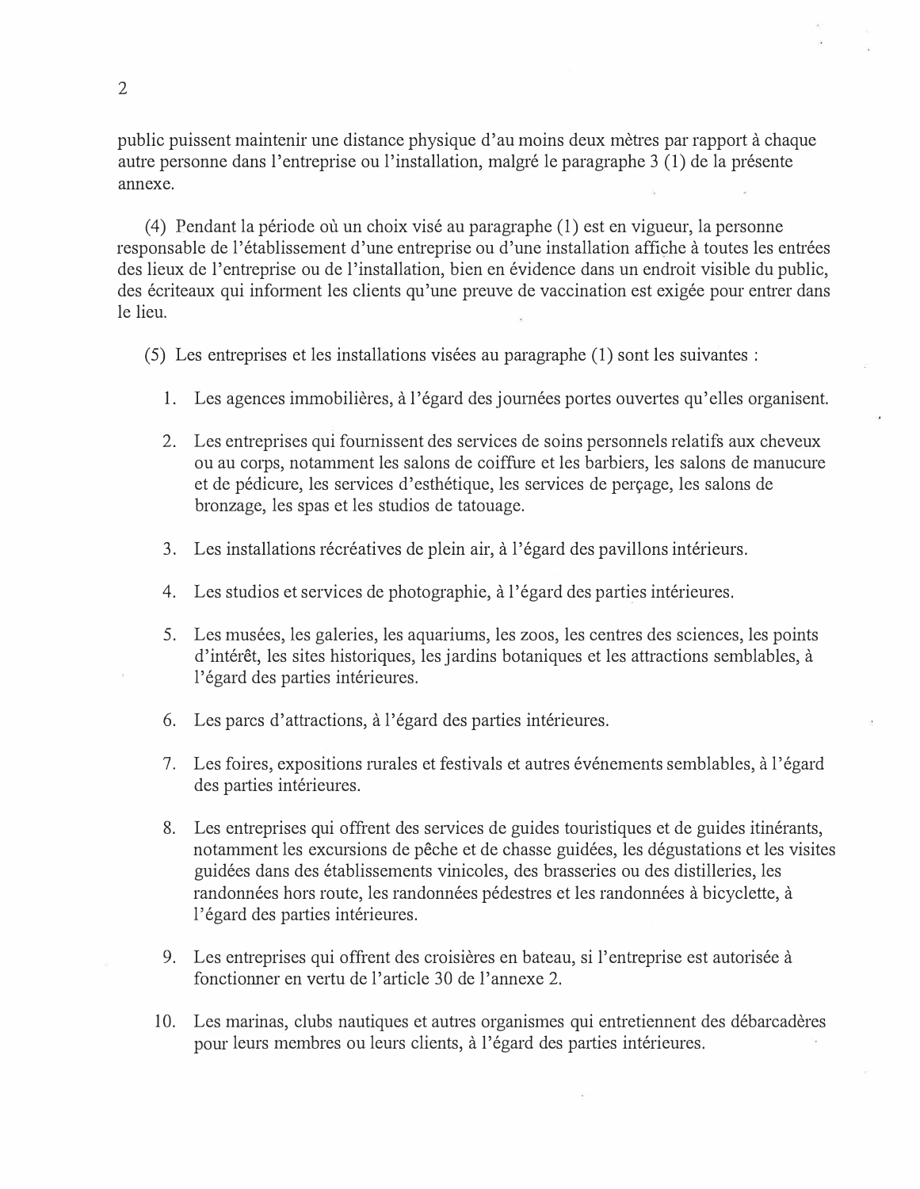public puissent maintenir une distance physique d'au moins deux mètres par rapport à chaque autre personne dans l'entreprise ou l'installation, malgré le paragraphe 3 (1) de la présente annexe.

(4) Pendant la période où un choix visé au paragraphe (1) est en vigueur, la personne responsable de l'établissement d'une entreprise ou d'une installation affiche à toutes les entrées des lieux de l'entreprise ou de l'installation, bien en évidence dans un endroit visible du public, des écriteaux qui informent les clients qu'une preuve de vaccination est exigée pour entrer dans le lieu.

(5) Les entreprises et les installations visées au paragraphe (1) sont les suivantes :

1. Les agences immobilières, à l'égard des journées portes ouvertes qu'elles organisent.

2. Les entreprises qui fournissent des services de soins personnels relatifs aux cheveux ou au corps, notamment les salons de coiffure et les barbiers, les salons de manucure et de pédicure, les services d'esthétique, les services de perçage, les salons de bronzage, les spas et les studios de tatouage.

3. Les installations récréatives de plein air, à l'égard des pavillons intérieurs.

4. Les studios et services de photographie, à l'égard des parties intérieures.

5. Les musées, les galeries, les aquariums, les zoos, les centres des sciences, les points d'intérêt, les sites historiques, les jardins botaniques et les attractions semblables, à l'égard des parties intérieures.

6. Les parcs d'attractions, à l'égard des parties intérieures.

7. Les foires, expositions rurales et festivals et autres événements semblables, à l'égard des parties intérieures.

8. Les entreprises qui offrent des services de guides touristiques et de guides itinérants, notamment les excursions de pêche et de chasse guidées, les dégustations et les visites guidées dans des établissements vinicoles, des brasseries ou des distilleries, les randonnées hors route, les randonnées pédestres et les randonnées à bicyclette, à l'égard des parties intérieures.

9. Les entreprises qui offrent des croisières en bateau, si l'entreprise est autorisée à fonctionner en vertu de l'article 30 de l'annexe 2.

10. Les marinas, clubs nautiques et autres organismes qui entretiennent des débarcadères pour leurs membres ou leurs clients, à l'égard des parties intérieures.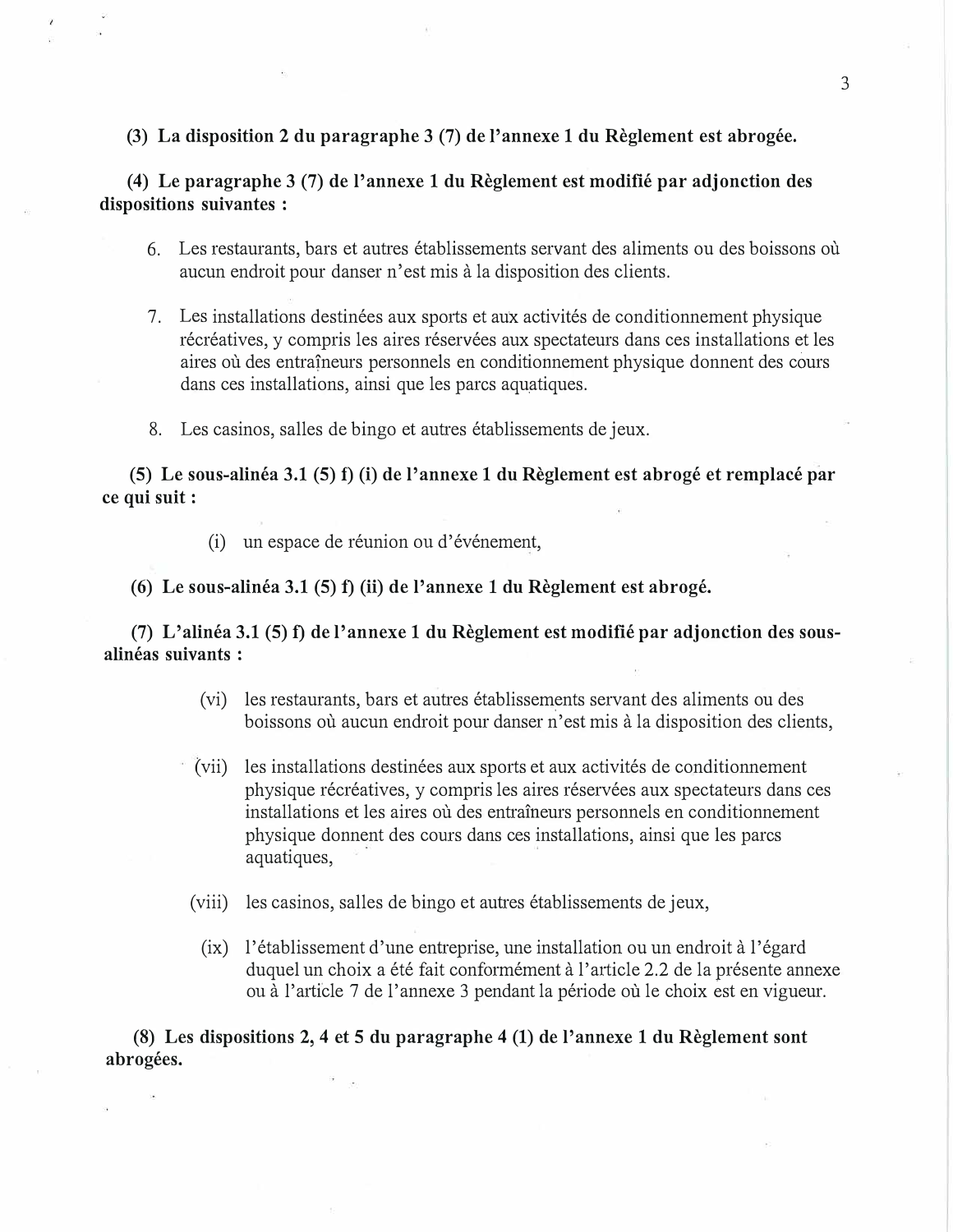**(3) La disposition 2 du paragraphe 3 (7) de l'annexe 1 du Règlement est abrogée.**

**(4) Le paragraphe 3 (7) de l'annexe 1 du Règlement est modifié par adjonction des dispositions suivantes :**

6. Les restaurants, bars et autres établissements servant des aliments ou des boissons où aucun endroit pour danser n'est mis à la disposition des clients.

7. Les installations destinées aux sports et aux activités de conditionnement physique récréatives, y compris les aires réservées aux spectateurs dans ces installations et les aires où des entraîneurs personnels en conditionnement physique donnent des cours dans ces installations, ainsi que les parcs aquatiques.

8. Les casinos, salles de bingo et autres établissements de jeux.

**(5) Le sous-alinéa 3.1 (5) f) (i) de l'annexe 1 du Règlement est abrogé et remplacé par ce qui suit :**

(i) un espace de réunion ou d'événement,

**(6) Le sous-alinéa 3.1 (5) f) (ii) de l'annexe 1 du Règlement est abrogé.**

**(7) L'alinéa 3.1 (5) f) de l'annexe 1 du Règlement est modifié par adjonction des sous-alinéas suivants :**

(vi) les restaurants, bars et autres établissements servant des aliments ou des boissons où aucun endroit pour danser n'est mis à la disposition des clients,

(vii) les installations destinées aux sports et aux activités de conditionnement physique récréatives, y compris les aires réservées aux spectateurs dans ces installations et les aires où des entraîneurs personnels en conditionnement physique donnent des cours dans ces installations, ainsi que les parcs aquatiques,

(viii) les casinos, salles de bingo et autres établissements de jeux,

(ix) l'établissement d'une entreprise, une installation ou un endroit à l'égard duquel un choix a été fait conformément à l'article 2.2 de la présente annexe ou à l'article 7 de l'annexe 3 pendant la période où le choix est en vigueur.

**(8) Les dispositions 2, 4 et 5 du paragraphe 4 (1) de l'annexe 1 du Règlement sont abrogées.**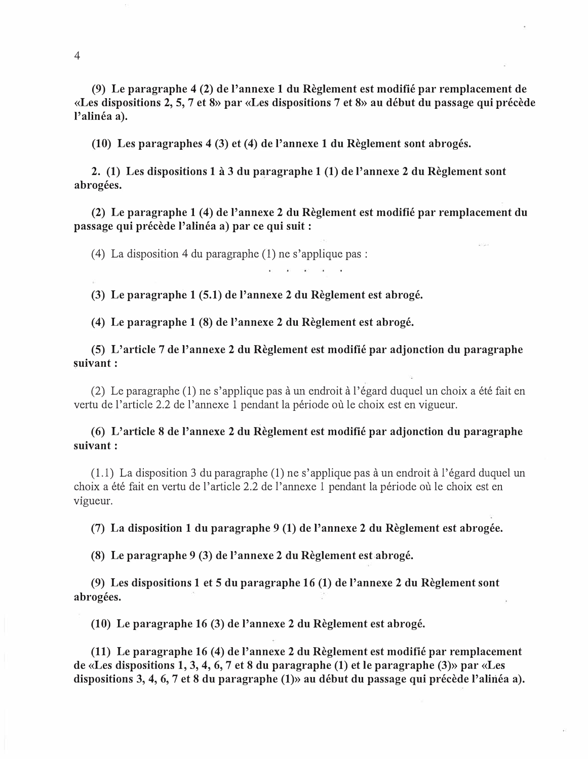**(9) Le paragraphe 4 (2) de l'annexe 1 du Règlement est modifié par remplacement de «Les dispositions 2, 5, 7 et 8» par «Les dispositions 7 et 8» au début du passage qui précède l'alinéa a).**

**(10) Les paragraphes 4 (3) et (4) de l'annexe 1 du Règlement sont abrogés.**

**2. (1) Les dispositions 1 à 3 du paragraphe 1 (1) de l'annexe 2 du Règlement sont abrogées.**

**(2) Le paragraphe 1 (4) de l'annexe 2 du Règlement est modifié par remplacement du passage qui précède l'alinéa a) par ce qui suit :**

(4) La disposition 4 du paragraphe (1) ne s'applique pas :

. . . . .

**(3) Le paragraphe 1 (5.1) de l'annexe 2 du Règlement est abrogé.**

**(4) Le paragraphe 1 (8) de l'annexe 2 du Règlement est abrogé.**

**(5) L'article 7 de l'annexe 2 du Règlement est modifié par adjonction du paragraphe suivant :**

(2) Le paragraphe (1) ne s'applique pas à un endroit à l'égard duquel un choix a été fait en vertu de l'article 2.2 de l'annexe 1 pendant la période où le choix est en vigueur.

**(6) L'article 8 de l'annexe 2 du Règlement est modifié par adjonction du paragraphe suivant :**

(1.1) La disposition 3 du paragraphe (1) ne s'applique pas à un endroit à l'égard duquel un choix a été fait en vertu de l'article 2.2 de l'annexe 1 pendant la période où le choix est en vigueur.

**(7) La disposition 1 du paragraphe 9 (1) de l'annexe 2 du Règlement est abrogée.**

**(8) Le paragraphe 9 (3) de l'annexe 2 du Règlement est abrogé.**

**(9) Les dispositions 1 et 5 du paragraphe 16 (1) de l'annexe 2 du Règlement sont abrogées.**

**(10) Le paragraphe 16 (3) de l'annexe 2 du Règlement est abrogé.**

**(11) Le paragraphe 16 (4) de l'annexe 2 du Règlement est modifié par remplacement de «Les dispositions 1, 3, 4, 6, 7 et 8 du paragraphe (1) et le paragraphe (3)» par «Les dispositions 3, 4, 6, 7 et 8 du paragraphe (1)» au début du passage qui précède l'alinéa a).**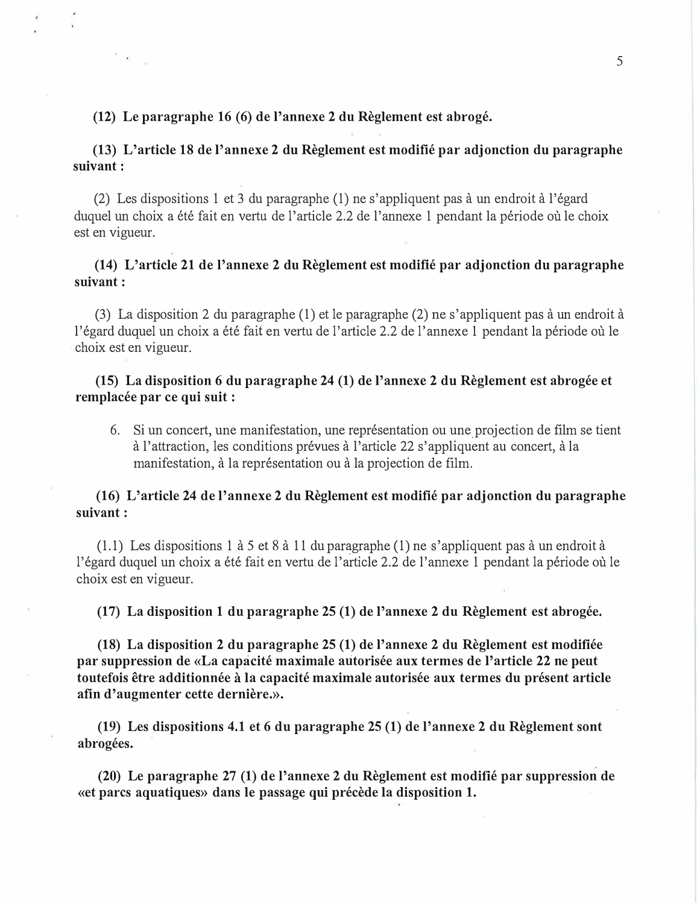**(12) Le paragraphe 16 (6) de l'annexe 2 du Règlement est abrogé.**

**(13) L'article 18 de l'annexe 2 du Règlement est modifié par adjonction du paragraphe suivant :**

(2) Les dispositions 1 et 3 du paragraphe (1) ne s'appliquent pas à un endroit à l'égard duquel un choix a été fait en vertu de l'article 2.2 de l'annexe 1 pendant la période où le choix est en vigueur.

**(14) L'article 21 de l'annexe 2 du Règlement est modifié par adjonction du paragraphe suivant :**

(3) La disposition 2 du paragraphe (1) et le paragraphe (2) ne s'appliquent pas à un endroit à l'égard duquel un choix a été fait en vertu de l'article 2.2 de l'annexe 1 pendant la période où le choix est en vigueur.

**(15) La disposition 6 du paragraphe 24 (1) de l'annexe 2 du Règlement est abrogée et remplacée par ce qui suit :**

6. Si un concert, une manifestation, une représentation ou une projection de film se tient à l'attraction, les conditions prévues à l'article 22 s'appliquent au concert, à la manifestation, à la représentation ou à la projection de film.

**(16) L'article 24 de l'annexe 2 du Règlement est modifié par adjonction du paragraphe suivant :**

(1.1) Les dispositions 1 à 5 et 8 à 11 du paragraphe (1) ne s'appliquent pas à un endroit à l'égard duquel un choix a été fait en vertu de l'article 2.2 de l'annexe 1 pendant la période où le choix est en vigueur.

**(17) La disposition 1 du paragraphe 25 (1) de l'annexe 2 du Règlement est abrogée.**

**(18) La disposition 2 du paragraphe 25 (1) de l'annexe 2 du Règlement est modifiée par suppression de «La capacité maximale autorisée aux termes de l'article 22 ne peut toutefois être additionnée à la capacité maximale autorisée aux termes du présent article afin d'augmenter cette dernière.».**

**(19) Les dispositions 4.1 et 6 du paragraphe 25 (1) de l'annexe 2 du Règlement sont abrogées.**

**(20) Le paragraphe 27 (1) de l'annexe 2 du Règlement est modifié par suppression de «et parcs aquatiques» dans le passage qui précède la disposition 1.**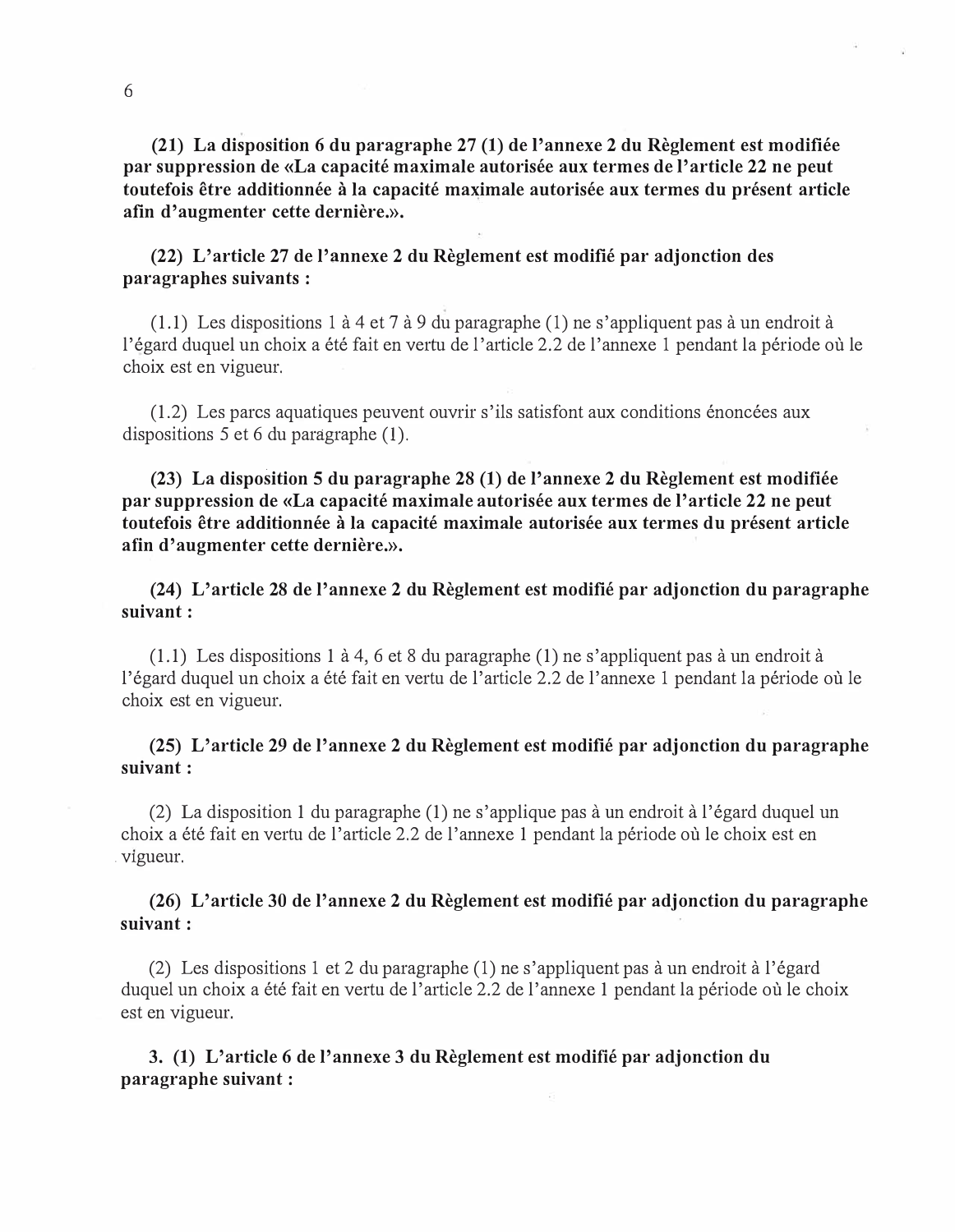**(21) La disposition 6 du paragraphe 27 (1) de l'annexe 2 du Règlement est modifiée par suppression de «La capacité maximale autorisée aux termes de l'article 22 ne peut toutefois être additionnée à la capacité maximale autorisée aux termes du présent article afin d'augmenter cette dernière.».**

**(22) L'article 27 de l'annexe 2 du Règlement est modifié par adjonction des paragraphes suivants :**

(1.1) Les dispositions 1 à 4 et 7 à 9 du paragraphe (1) ne s'appliquent pas à un endroit à l'égard duquel un choix a été fait en vertu de l'article 2.2 de l'annexe 1 pendant la période où le choix est en vigueur.

(1.2) Les parcs aquatiques peuvent ouvrir s'ils satisfont aux conditions énoncées aux dispositions 5 et 6 du paragraphe (1).

**(23) La disposition 5 du paragraphe 28 (1) de l'annexe 2 du Règlement est modifiée par suppression de «La capacité maximale autorisée aux termes de l'article 22 ne peut toutefois être additionnée à la capacité maximale autorisée aux termes du présent article afin d'augmenter cette dernière.».**

**(24) L'article 28 de l'annexe 2 du Règlement est modifié par adjonction du paragraphe suivant :**

(1.1) Les dispositions 1 à 4, 6 et 8 du paragraphe (1) ne s'appliquent pas à un endroit à l'égard duquel un choix a été fait en vertu de l'article 2.2 de l'annexe 1 pendant la période où le choix est en vigueur.

**(25) L'article 29 de l'annexe 2 du Règlement est modifié par adjonction du paragraphe suivant :**

(2) La disposition 1 du paragraphe (1) ne s'applique pas à un endroit à l'égard duquel un choix a été fait en vertu de l'article 2.2 de l'annexe 1 pendant la période où le choix est en vigueur.

**(26) L'article 30 de l'annexe 2 du Règlement est modifié par adjonction du paragraphe suivant :**

(2) Les dispositions 1 et 2 du paragraphe (1) ne s'appliquent pas à un endroit à l'égard duquel un choix a été fait en vertu de l'article 2.2 de l'annexe 1 pendant la période où le choix est en vigueur.

**3. (1) L'article 6 de l'annexe 3 du Règlement est modifié par adjonction du paragraphe suivant :**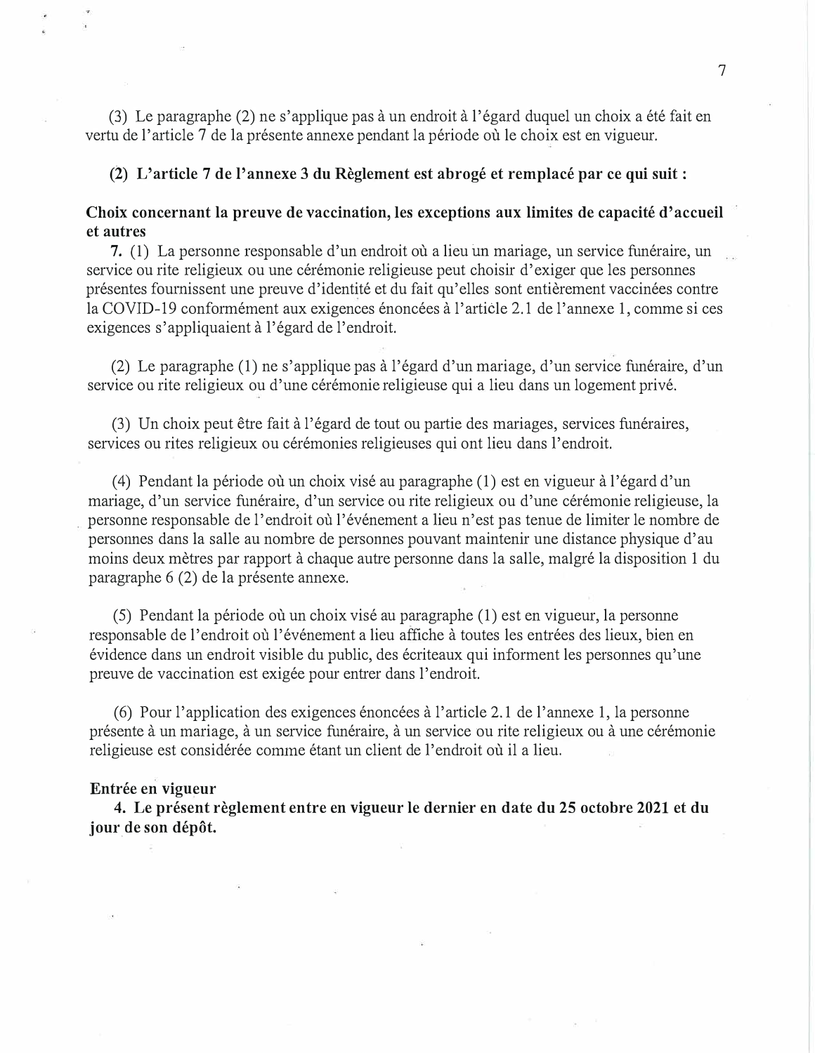(3) Le paragraphe (2) ne s'applique pas à un endroit à l'égard duquel un choix a été fait en vertu de l'article 7 de la présente annexe pendant la période où le choix est en vigueur.

**(2) L'article 7 de l'annexe 3 du Règlement est abrogé et remplacé par ce qui suit :**

**Choix concernant la preuve de vaccination, les exceptions aux limites de capacité d'accueil et autres**

**7.** (1) La personne responsable d'un endroit où a lieu un mariage, un service funéraire, un service ou rite religieux ou une cérémonie religieuse peut choisir d'exiger que les personnes présentes fournissent une preuve d'identité et du fait qu'elles sont entièrement vaccinées contre la COVID-19 conformément aux exigences énoncées à l'article 2.1 de l'annexe 1, comme si ces exigences s'appliquaient à l'égard de l'endroit.

(2) Le paragraphe (1) ne s'applique pas à l'égard d'un mariage, d'un service funéraire, d'un service ou rite religieux ou d'une cérémonie religieuse qui a lieu dans un logement privé.

(3) Un choix peut être fait à l'égard de tout ou partie des mariages, services funéraires, services ou rites religieux ou cérémonies religieuses qui ont lieu dans l'endroit.

(4) Pendant la période où un choix visé au paragraphe (1) est en vigueur à l'égard d'un mariage, d'un service funéraire, d'un service ou rite religieux ou d'une cérémonie religieuse, la personne responsable de l'endroit où l'événement a lieu n'est pas tenue de limiter le nombre de personnes dans la salle au nombre de personnes pouvant maintenir une distance physique d'au moins deux mètres par rapport à chaque autre personne dans la salle, malgré la disposition 1 du paragraphe 6 (2) de la présente annexe.

(5) Pendant la période où un choix visé au paragraphe (1) est en vigueur, la personne responsable de l'endroit où l'événement a lieu affiche à toutes les entrées des lieux, bien en évidence dans un endroit visible du public, des écriteaux qui informent les personnes qu'une preuve de vaccination est exigée pour entrer dans l'endroit.

(6) Pour l'application des exigences énoncées à l'article 2.1 de l'annexe 1, la personne présente à un mariage, à un service funéraire, à un service ou rite religieux ou à une cérémonie religieuse est considérée comme étant un client de l'endroit où il a lieu.

**Entrée en vigueur**

**4. Le présent règlement entre en vigueur le dernier en date du 25 octobre 2021 et du jour de son dépôt.**